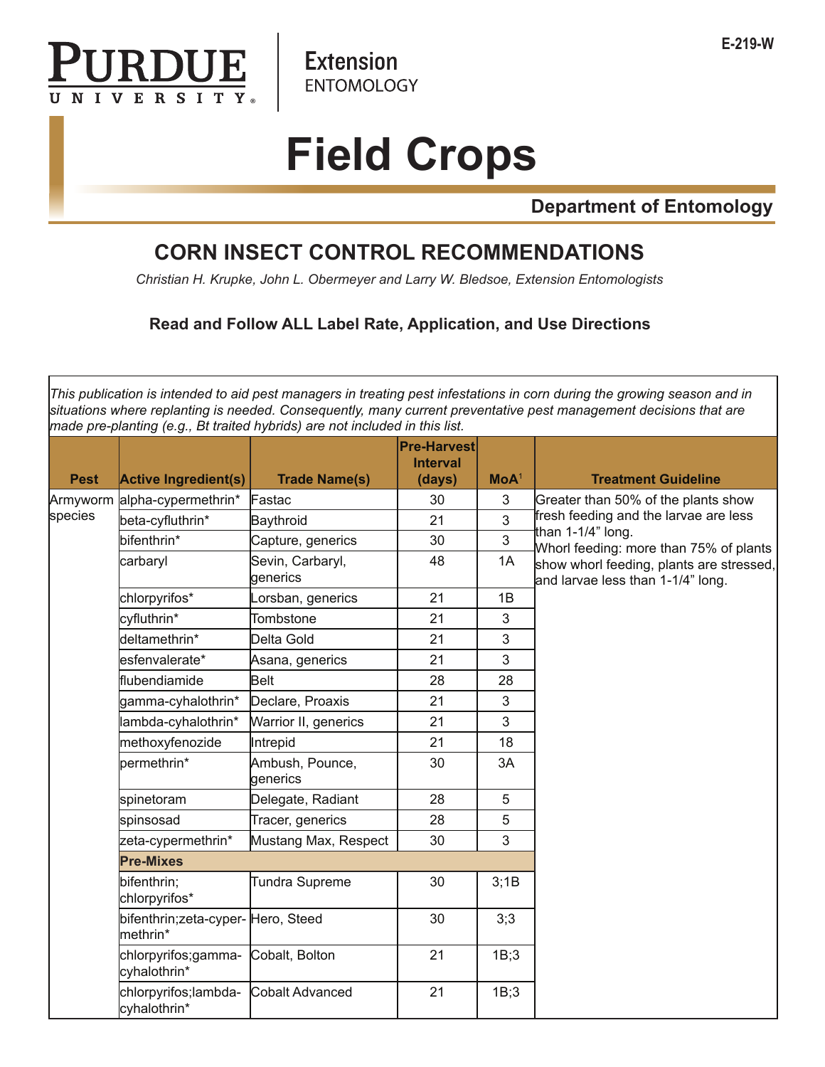Purdue University Extension ENTOMOLOGY

E-219-W

# Field Crops

**Department of Entomology**

## CORN INSECT CONTROL RECOMMENDATIONS

*Christian H. Krupke, John L. Obermeyer and Larry W. Bledsoe, Extension Entomologists*

**Read and Follow ALL Label Rate, Application, and Use Directions**

*This publication is intended to aid pest managers in treating pest infestations in corn during the growing season and in situations where replanting is needed. Consequently, many current preventative pest management decisions that are made pre-planting (e.g., Bt traited hybrids) are not included in this list.*

| Pest | Active Ingredient(s) | Trade Name(s) | Pre-Harvest Interval (days) | MoA[1] | Treatment Guideline |
|---|---|---|---|---|---|
| Armyworm species | alpha-cypermethrin* | Fastac | 30 | 3 | Greater than 50% of the plants show fresh feeding and the larvae are less than 1-1/4" long. Whorl feeding: more than 75% of plants show whorl feeding, plants are stressed, and larvae less than 1-1/4" long. |
| | beta-cyfluthrin* | Baythroid | 21 | 3 | |
| | bifenthrin* | Capture, generics | 30 | 3 | |
| | carbaryl | Sevin, Carbaryl, generics | 48 | 1A | |
| | chlorpyrifos* | Lorsban, generics | 21 | 1B | |
| | cyfluthrin* | Tombstone | 21 | 3 | |
| | deltamethrin* | Delta Gold | 21 | 3 | |
| | esfenvalerate* | Asana, generics | 21 | 3 | |
| | flubendiamide | Belt | 28 | 28 | |
| | gamma-cyhalothrin* | Declare, Proaxis | 21 | 3 | |
| | lambda-cyhalothrin* | Warrior II, generics | 21 | 3 | |
| | methoxyfenozide | Intrepid | 21 | 18 | |
| | permethrin* | Ambush, Pounce, generics | 30 | 3A | |
| | spinetoram | Delegate, Radiant | 28 | 5 | |
| | spinsosad | Tracer, generics | 28 | 5 | |
| | zeta-cypermethrin* | Mustang Max, Respect | 30 | 3 | |
| | **Pre-Mixes** | | | | |
| | bifenthrin; chlorpyrifos* | Tundra Supreme | 30 | 3;1B | |
| | bifenthrin;zeta-cypermethrin* | Hero, Steed | 30 | 3;3 | |
| | chlorpyrifos;gamma-cyhalothrin* | Cobalt, Bolton | 21 | 1B;3 | |
| | chlorpyrifos;lambda-cyhalothrin* | Cobalt Advanced | 21 | 1B;3 | |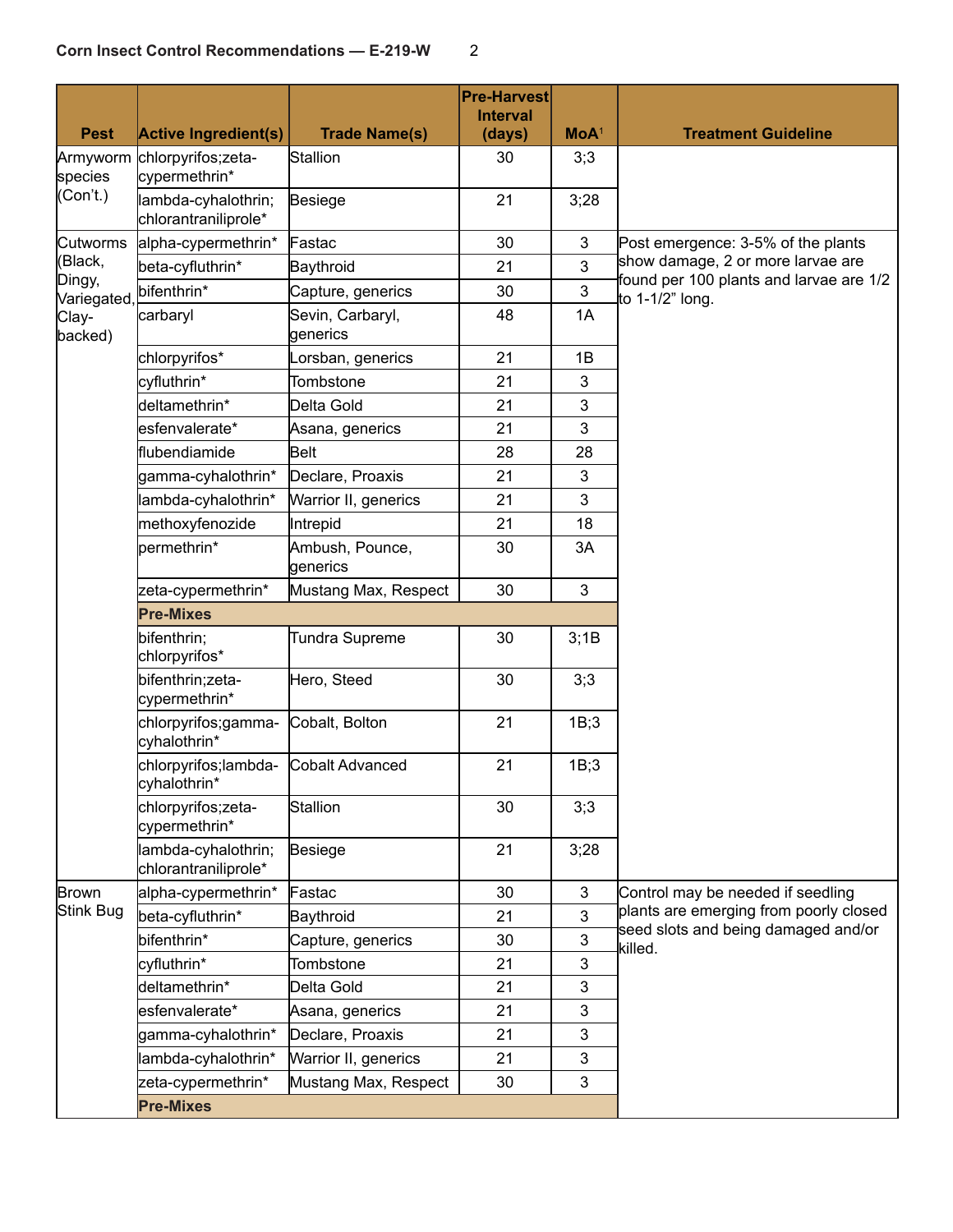| Pest | Active Ingredient(s) | Trade Name(s) | Pre-Harvest Interval (days) | MoA[1] | Treatment Guideline |
|---|---|---|---|---|---|
| Armyworm species (Con't.) | chlorpyrifos;zeta-cypermethrin* | Stallion | 30 | 3;3 | |
| | lambda-cyhalothrin; chlorantraniliprole* | Besiege | 21 | 3;28 | |
| Cutworms (Black, Dingy, Variegated, Clay-backed) | alpha-cypermethrin* | Fastac | 30 | 3 | Post emergence: 3-5% of the plants show damage, 2 or more larvae are found per 100 plants and larvae are 1/2 to 1-1/2" long. |
| | beta-cyfluthrin* | Baythroid | 21 | 3 | |
| | bifenthrin* | Capture, generics | 30 | 3 | |
| | carbaryl | Sevin, Carbaryl, generics | 48 | 1A | |
| | chlorpyrifos* | Lorsban, generics | 21 | 1B | |
| | cyfluthrin* | Tombstone | 21 | 3 | |
| | deltamethrin* | Delta Gold | 21 | 3 | |
| | esfenvalerate* | Asana, generics | 21 | 3 | |
| | flubendiamide | Belt | 28 | 28 | |
| | gamma-cyhalothrin* | Declare, Proaxis | 21 | 3 | |
| | lambda-cyhalothrin* | Warrior II, generics | 21 | 3 | |
| | methoxyfenozide | Intrepid | 21 | 18 | |
| | permethrin* | Ambush, Pounce, generics | 30 | 3A | |
| | zeta-cypermethrin* | Mustang Max, Respect | 30 | 3 | |
| | **Pre-Mixes** | | | | |
| | bifenthrin; chlorpyrifos* | Tundra Supreme | 30 | 3;1B | |
| | bifenthrin;zeta-cypermethrin* | Hero, Steed | 30 | 3;3 | |
| | chlorpyrifos;gamma-cyhalothrin* | Cobalt, Bolton | 21 | 1B;3 | |
| | chlorpyrifos;lambda-cyhalothrin* | Cobalt Advanced | 21 | 1B;3 | |
| | chlorpyrifos;zeta-cypermethrin* | Stallion | 30 | 3;3 | |
| | lambda-cyhalothrin; chlorantraniliprole* | Besiege | 21 | 3;28 | |
| Brown Stink Bug | alpha-cypermethrin* | Fastac | 30 | 3 | Control may be needed if seedling plants are emerging from poorly closed seed slots and being damaged and/or killed. |
| | beta-cyfluthrin* | Baythroid | 21 | 3 | |
| | bifenthrin* | Capture, generics | 30 | 3 | |
| | cyfluthrin* | Tombstone | 21 | 3 | |
| | deltamethrin* | Delta Gold | 21 | 3 | |
| | esfenvalerate* | Asana, generics | 21 | 3 | |
| | gamma-cyhalothrin* | Declare, Proaxis | 21 | 3 | |
| | lambda-cyhalothrin* | Warrior II, generics | 21 | 3 | |
| | zeta-cypermethrin* | Mustang Max, Respect | 30 | 3 | |
| | **Pre-Mixes** | | | | |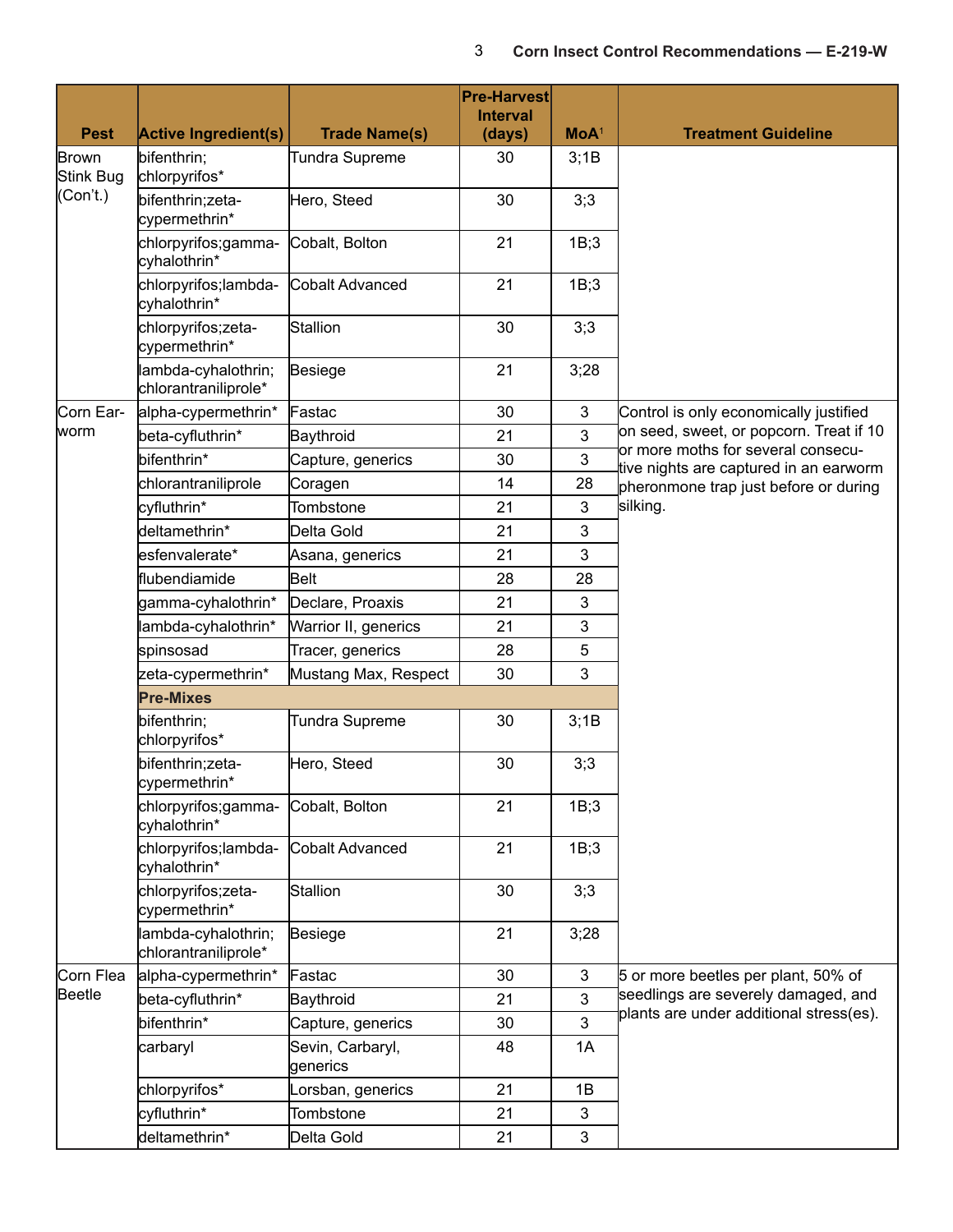| Pest | Active Ingredient(s) | Trade Name(s) | Pre-Harvest Interval (days) | MoA[1] | Treatment Guideline |
|---|---|---|---|---|---|
| Brown Stink Bug (Con't.) | bifenthrin; chlorpyrifos* | Tundra Supreme | 30 | 3;1B | |
| | bifenthrin;zeta-cypermethrin* | Hero, Steed | 30 | 3;3 | |
| | chlorpyrifos;gamma-cyhalothrin* | Cobalt, Bolton | 21 | 1B;3 | |
| | chlorpyrifos;lambda-cyhalothrin* | Cobalt Advanced | 21 | 1B;3 | |
| | chlorpyrifos;zeta-cypermethrin* | Stallion | 30 | 3;3 | |
| | lambda-cyhalothrin; chlorantraniliprole* | Besiege | 21 | 3;28 | |
| Corn Earworm | alpha-cypermethrin* | Fastac | 30 | 3 | Control is only economically justified on seed, sweet, or popcorn. Treat if 10 or more moths for several consecutive nights are captured in an earworm pheronmone trap just before or during silking. |
| | beta-cyfluthrin* | Baythroid | 21 | 3 | |
| | bifenthrin* | Capture, generics | 30 | 3 | |
| | chlorantraniliprole | Coragen | 14 | 28 | |
| | cyfluthrin* | Tombstone | 21 | 3 | |
| | deltamethrin* | Delta Gold | 21 | 3 | |
| | esfenvalerate* | Asana, generics | 21 | 3 | |
| | flubendiamide | Belt | 28 | 28 | |
| | gamma-cyhalothrin* | Declare, Proaxis | 21 | 3 | |
| | lambda-cyhalothrin* | Warrior II, generics | 21 | 3 | |
| | spinsosad | Tracer, generics | 28 | 5 | |
| | zeta-cypermethrin* | Mustang Max, Respect | 30 | 3 | |
| | **Pre-Mixes** | | | | |
| | bifenthrin; chlorpyrifos* | Tundra Supreme | 30 | 3;1B | |
| | bifenthrin;zeta-cypermethrin* | Hero, Steed | 30 | 3;3 | |
| | chlorpyrifos;gamma-cyhalothrin* | Cobalt, Bolton | 21 | 1B;3 | |
| | chlorpyrifos;lambda-cyhalothrin* | Cobalt Advanced | 21 | 1B;3 | |
| | chlorpyrifos;zeta-cypermethrin* | Stallion | 30 | 3;3 | |
| | lambda-cyhalothrin; chlorantraniliprole* | Besiege | 21 | 3;28 | |
| Corn Flea Beetle | alpha-cypermethrin* | Fastac | 30 | 3 | 5 or more beetles per plant, 50% of seedlings are severely damaged, and plants are under additional stress(es). |
| | beta-cyfluthrin* | Baythroid | 21 | 3 | |
| | bifenthrin* | Capture, generics | 30 | 3 | |
| | carbaryl | Sevin, Carbaryl, generics | 48 | 1A | |
| | chlorpyrifos* | Lorsban, generics | 21 | 1B | |
| | cyfluthrin* | Tombstone | 21 | 3 | |
| | deltamethrin* | Delta Gold | 21 | 3 | |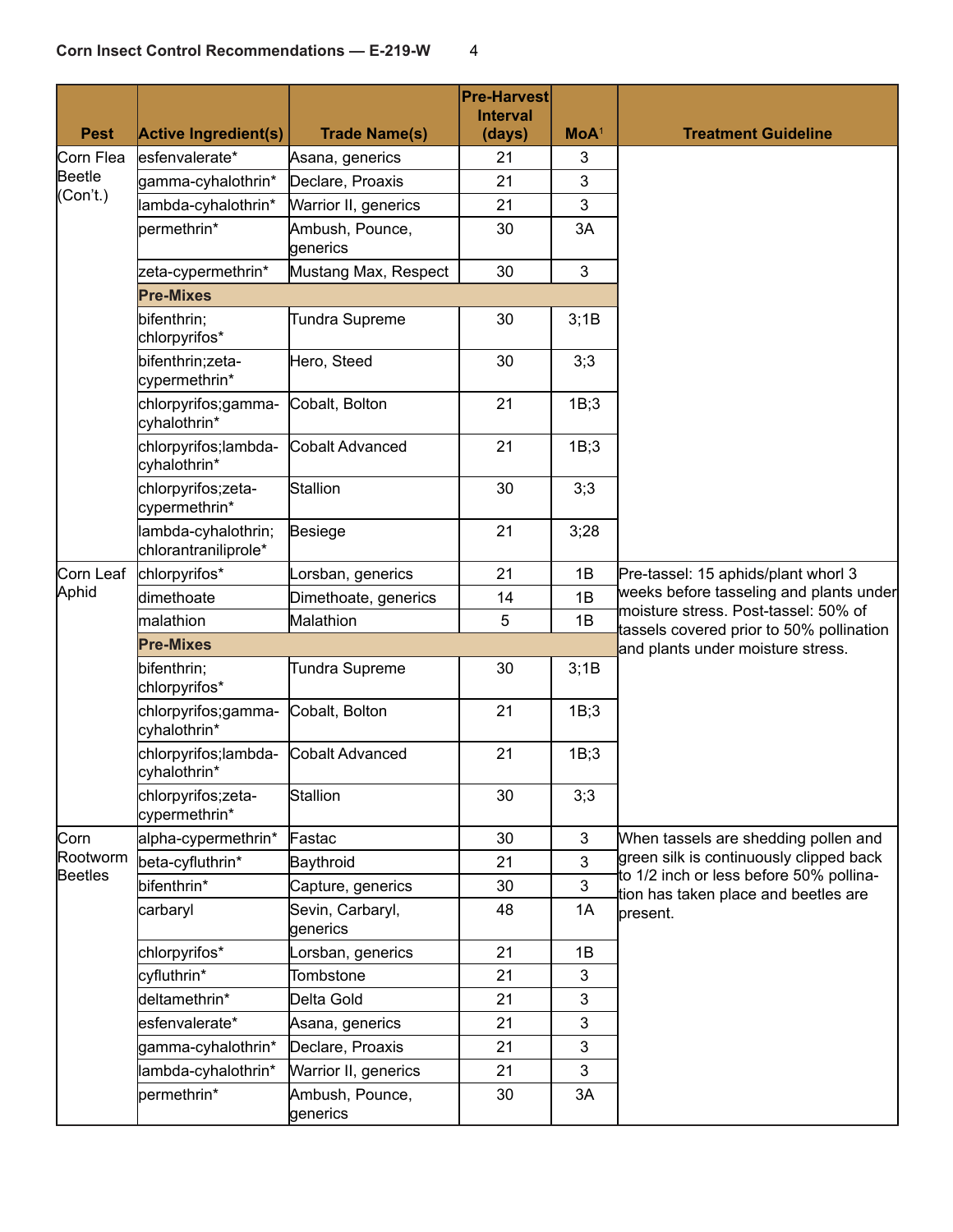| Pest | Active Ingredient(s) | Trade Name(s) | Pre-Harvest Interval (days) | MoA[1] | Treatment Guideline |
|---|---|---|---|---|---|
| Corn Flea Beetle (Con't.) | esfenvalerate* | Asana, generics | 21 | 3 | |
| | gamma-cyhalothrin* | Declare, Proaxis | 21 | 3 | |
| | lambda-cyhalothrin* | Warrior II, generics | 21 | 3 | |
| | permethrin* | Ambush, Pounce, generics | 30 | 3A | |
| | zeta-cypermethrin* | Mustang Max, Respect | 30 | 3 | |
| | **Pre-Mixes** | | | | |
| | bifenthrin; chlorpyrifos* | Tundra Supreme | 30 | 3;1B | |
| | bifenthrin;zeta-cypermethrin* | Hero, Steed | 30 | 3;3 | |
| | chlorpyrifos;gamma-cyhalothrin* | Cobalt, Bolton | 21 | 1B;3 | |
| | chlorpyrifos;lambda-cyhalothrin* | Cobalt Advanced | 21 | 1B;3 | |
| | chlorpyrifos;zeta-cypermethrin* | Stallion | 30 | 3;3 | |
| | lambda-cyhalothrin; chlorantraniliprole* | Besiege | 21 | 3;28 | |
| Corn Leaf Aphid | chlorpyrifos* | Lorsban, generics | 21 | 1B | Pre-tassel: 15 aphids/plant whorl 3 weeks before tasseling and plants under moisture stress. Post-tassel: 50% of tassels covered prior to 50% pollination and plants under moisture stress. |
| | dimethoate | Dimethoate, generics | 14 | 1B | |
| | malathion | Malathion | 5 | 1B | |
| | **Pre-Mixes** | | | | |
| | bifenthrin; chlorpyrifos* | Tundra Supreme | 30 | 3;1B | |
| | chlorpyrifos;gamma-cyhalothrin* | Cobalt, Bolton | 21 | 1B;3 | |
| | chlorpyrifos;lambda-cyhalothrin* | Cobalt Advanced | 21 | 1B;3 | |
| | chlorpyrifos;zeta-cypermethrin* | Stallion | 30 | 3;3 | |
| Corn Rootworm Beetles | alpha-cypermethrin* | Fastac | 30 | 3 | When tassels are shedding pollen and green silk is continuously clipped back to 1/2 inch or less before 50% pollination has taken place and beetles are present. |
| | beta-cyfluthrin* | Baythroid | 21 | 3 | |
| | bifenthrin* | Capture, generics | 30 | 3 | |
| | carbaryl | Sevin, Carbaryl, generics | 48 | 1A | |
| | chlorpyrifos* | Lorsban, generics | 21 | 1B | |
| | cyfluthrin* | Tombstone | 21 | 3 | |
| | deltamethrin* | Delta Gold | 21 | 3 | |
| | esfenvalerate* | Asana, generics | 21 | 3 | |
| | gamma-cyhalothrin* | Declare, Proaxis | 21 | 3 | |
| | lambda-cyhalothrin* | Warrior II, generics | 21 | 3 | |
| | permethrin* | Ambush, Pounce, generics | 30 | 3A | |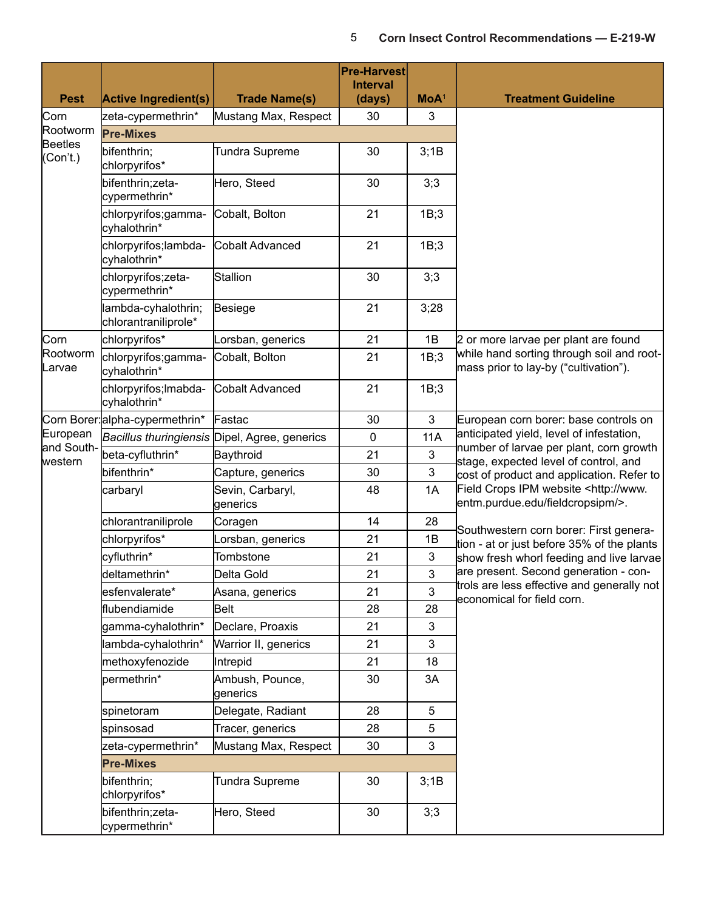| Pest | Active Ingredient(s) | Trade Name(s) | Pre-Harvest Interval (days) | MoA[1] | Treatment Guideline |
|---|---|---|---|---|---|
| Corn Rootworm Beetles (Con't.) | zeta-cypermethrin* | Mustang Max, Respect | 30 | 3 | |
| | **Pre-Mixes** | | | | |
| | bifenthrin; chlorpyrifos* | Tundra Supreme | 30 | 3;1B | |
| | bifenthrin;zeta-cypermethrin* | Hero, Steed | 30 | 3;3 | |
| | chlorpyrifos;gamma-cyhalothrin* | Cobalt, Bolton | 21 | 1B;3 | |
| | chlorpyrifos;lambda-cyhalothrin* | Cobalt Advanced | 21 | 1B;3 | |
| | chlorpyrifos;zeta-cypermethrin* | Stallion | 30 | 3;3 | |
| | lambda-cyhalothrin; chlorantraniliprole* | Besiege | 21 | 3;28 | |
| Corn Rootworm Larvae | chlorpyrifos* | Lorsban, generics | 21 | 1B | 2 or more larvae per plant are found while hand sorting through soil and root-mass prior to lay-by ("cultivation"). |
| | chlorpyrifos;gamma-cyhalothrin* | Cobalt, Bolton | 21 | 1B;3 | |
| | chlorpyrifos;lmabda-cyhalothrin* | Cobalt Advanced | 21 | 1B;3 | |
| Corn Borer: European and South-western | alpha-cypermethrin* | Fastac | 30 | 3 | European corn borer: base controls on anticipated yield, level of infestation, number of larvae per plant, corn growth stage, expected level of control, and cost of product and application. Refer to Field Crops IPM website <http://www.entm.purdue.edu/fieldcropsipm/>. Southwestern corn borer: First generation - at or just before 35% of the plants show fresh whorl feeding and live larvae are present. Second generation - controls are less effective and generally not economical for field corn. |
| | *Bacillus thuringiensis* | Dipel, Agree, generics | 0 | 11A | |
| | beta-cyfluthrin* | Baythroid | 21 | 3 | |
| | bifenthrin* | Capture, generics | 30 | 3 | |
| | carbaryl | Sevin, Carbaryl, generics | 48 | 1A | |
| | chlorantraniliprole | Coragen | 14 | 28 | |
| | chlorpyrifos* | Lorsban, generics | 21 | 1B | |
| | cyfluthrin* | Tombstone | 21 | 3 | |
| | deltamethrin* | Delta Gold | 21 | 3 | |
| | esfenvalerate* | Asana, generics | 21 | 3 | |
| | flubendiamide | Belt | 28 | 28 | |
| | gamma-cyhalothrin* | Declare, Proaxis | 21 | 3 | |
| | lambda-cyhalothrin* | Warrior II, generics | 21 | 3 | |
| | methoxyfenozide | Intrepid | 21 | 18 | |
| | permethrin* | Ambush, Pounce, generics | 30 | 3A | |
| | spinetoram | Delegate, Radiant | 28 | 5 | |
| | spinsosad | Tracer, generics | 28 | 5 | |
| | zeta-cypermethrin* | Mustang Max, Respect | 30 | 3 | |
| | **Pre-Mixes** | | | | |
| | bifenthrin; chlorpyrifos* | Tundra Supreme | 30 | 3;1B | |
| | bifenthrin;zeta-cypermethrin* | Hero, Steed | 30 | 3;3 | |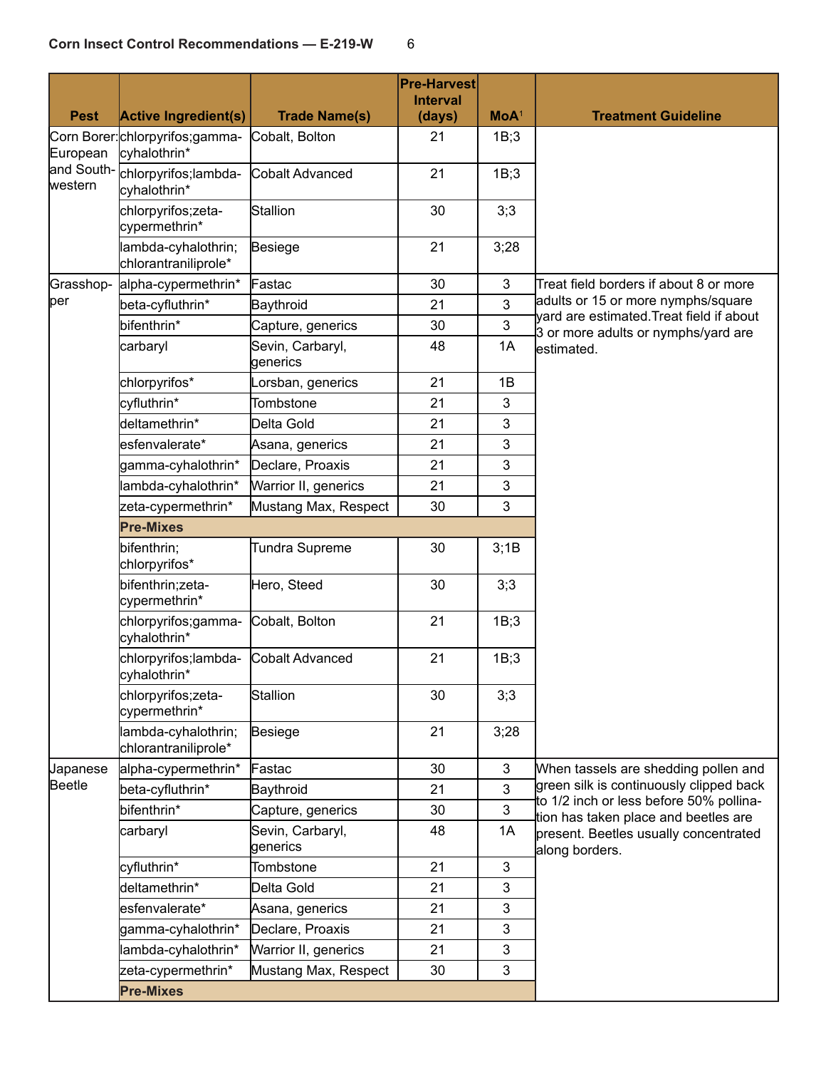| Pest | Active Ingredient(s) | Trade Name(s) | Pre-Harvest Interval (days) | MoA[1] | Treatment Guideline |
|---|---|---|---|---|---|
| Corn Borer: European and Southwestern | chlorpyrifos;gamma-cyhalothrin* | Cobalt, Bolton | 21 | 1B;3 | |
| | chlorpyrifos;lambda-cyhalothrin* | Cobalt Advanced | 21 | 1B;3 | |
| | chlorpyrifos;zeta-cypermethrin* | Stallion | 30 | 3;3 | |
| | lambda-cyhalothrin; chlorantraniliprole* | Besiege | 21 | 3;28 | |
| Grasshopper | alpha-cypermethrin* | Fastac | 30 | 3 | Treat field borders if about 8 or more adults or 15 or more nymphs/square yard are estimated.Treat field if about 3 or more adults or nymphs/yard are estimated. |
| | beta-cyfluthrin* | Baythroid | 21 | 3 | |
| | bifenthrin* | Capture, generics | 30 | 3 | |
| | carbaryl | Sevin, Carbaryl, generics | 48 | 1A | |
| | chlorpyrifos* | Lorsban, generics | 21 | 1B | |
| | cyfluthrin* | Tombstone | 21 | 3 | |
| | deltamethrin* | Delta Gold | 21 | 3 | |
| | esfenvalerate* | Asana, generics | 21 | 3 | |
| | gamma-cyhalothrin* | Declare, Proaxis | 21 | 3 | |
| | lambda-cyhalothrin* | Warrior II, generics | 21 | 3 | |
| | zeta-cypermethrin* | Mustang Max, Respect | 30 | 3 | |
| | **Pre-Mixes** | | | | |
| | bifenthrin; chlorpyrifos* | Tundra Supreme | 30 | 3;1B | |
| | bifenthrin;zeta-cypermethrin* | Hero, Steed | 30 | 3;3 | |
| | chlorpyrifos;gamma-cyhalothrin* | Cobalt, Bolton | 21 | 1B;3 | |
| | chlorpyrifos;lambda-cyhalothrin* | Cobalt Advanced | 21 | 1B;3 | |
| | chlorpyrifos;zeta-cypermethrin* | Stallion | 30 | 3;3 | |
| | lambda-cyhalothrin; chlorantraniliprole* | Besiege | 21 | 3;28 | |
| Japanese Beetle | alpha-cypermethrin* | Fastac | 30 | 3 | When tassels are shedding pollen and green silk is continuously clipped back to 1/2 inch or less before 50% pollination has taken place and beetles are present. Beetles usually concentrated along borders. |
| | beta-cyfluthrin* | Baythroid | 21 | 3 | |
| | bifenthrin* | Capture, generics | 30 | 3 | |
| | carbaryl | Sevin, Carbaryl, generics | 48 | 1A | |
| | cyfluthrin* | Tombstone | 21 | 3 | |
| | deltamethrin* | Delta Gold | 21 | 3 | |
| | esfenvalerate* | Asana, generics | 21 | 3 | |
| | gamma-cyhalothrin* | Declare, Proaxis | 21 | 3 | |
| | lambda-cyhalothrin* | Warrior II, generics | 21 | 3 | |
| | zeta-cypermethrin* | Mustang Max, Respect | 30 | 3 | |
| | **Pre-Mixes** | | | | |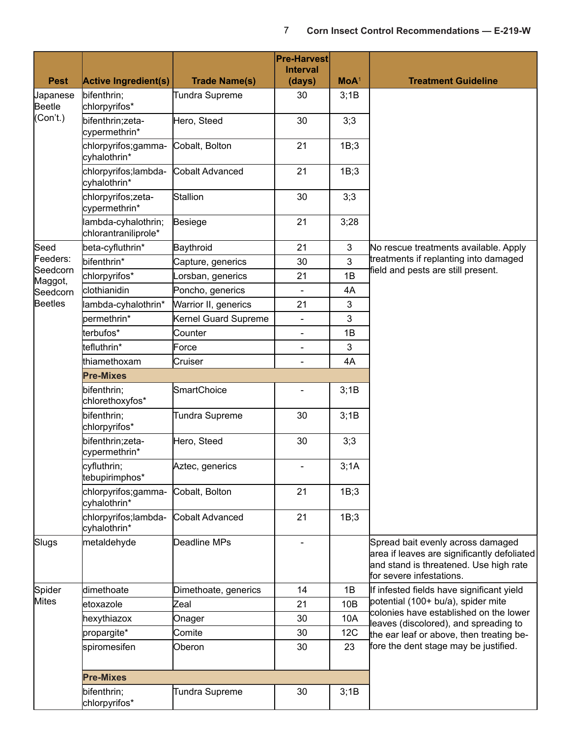| Pest | Active Ingredient(s) | Trade Name(s) | Pre-Harvest Interval (days) | MoA[1] | Treatment Guideline |
|---|---|---|---|---|---|
| Japanese Beetle (Con't.) | bifenthrin; chlorpyrifos* | Tundra Supreme | 30 | 3;1B | |
| | bifenthrin;zeta-cypermethrin* | Hero, Steed | 30 | 3;3 | |
| | chlorpyrifos;gamma-cyhalothrin* | Cobalt, Bolton | 21 | 1B;3 | |
| | chlorpyrifos;lambda-cyhalothrin* | Cobalt Advanced | 21 | 1B;3 | |
| | chlorpyrifos;zeta-cypermethrin* | Stallion | 30 | 3;3 | |
| | lambda-cyhalothrin; chlorantraniliprole* | Besiege | 21 | 3;28 | |
| Seed Feeders: Seedcorn Maggot, Seedcorn Beetles | beta-cyfluthrin* | Baythroid | 21 | 3 | No rescue treatments available. Apply treatments if replanting into damaged field and pests are still present. |
| | bifenthrin* | Capture, generics | 30 | 3 | |
| | chlorpyrifos* | Lorsban, generics | 21 | 1B | |
| | clothianidin | Poncho, generics | - | 4A | |
| | lambda-cyhalothrin* | Warrior II, generics | 21 | 3 | |
| | permethrin* | Kernel Guard Supreme | - | 3 | |
| | terbufos* | Counter | - | 1B | |
| | tefluthrin* | Force | - | 3 | |
| | thiamethoxam | Cruiser | - | 4A | |
| | **Pre-Mixes** | | | | |
| | bifenthrin; chlorethoxyfos* | SmartChoice | - | 3;1B | |
| | bifenthrin; chlorpyrifos* | Tundra Supreme | 30 | 3;1B | |
| | bifenthrin;zeta-cypermethrin* | Hero, Steed | 30 | 3;3 | |
| | cyfluthrin; tebupirimphos* | Aztec, generics | - | 3;1A | |
| | chlorpyrifos;gamma-cyhalothrin* | Cobalt, Bolton | 21 | 1B;3 | |
| | chlorpyrifos;lambda-cyhalothrin* | Cobalt Advanced | 21 | 1B;3 | |
| Slugs | metaldehyde | Deadline MPs | - | | Spread bait evenly across damaged area if leaves are significantly defoliated and stand is threatened. Use high rate for severe infestations. |
| Spider Mites | dimethoate | Dimethoate, generics | 14 | 1B | If infested fields have significant yield potential (100+ bu/a), spider mite colonies have established on the lower leaves (discolored), and spreading to the ear leaf or above, then treating before the dent stage may be justified. |
| | etoxazole | Zeal | 21 | 10B | |
| | hexythiazox | Onager | 30 | 10A | |
| | propargite* | Comite | 30 | 12C | |
| | spiromesifen | Oberon | 30 | 23 | |
| | **Pre-Mixes** | | | | |
| | bifenthrin; chlorpyrifos* | Tundra Supreme | 30 | 3;1B | |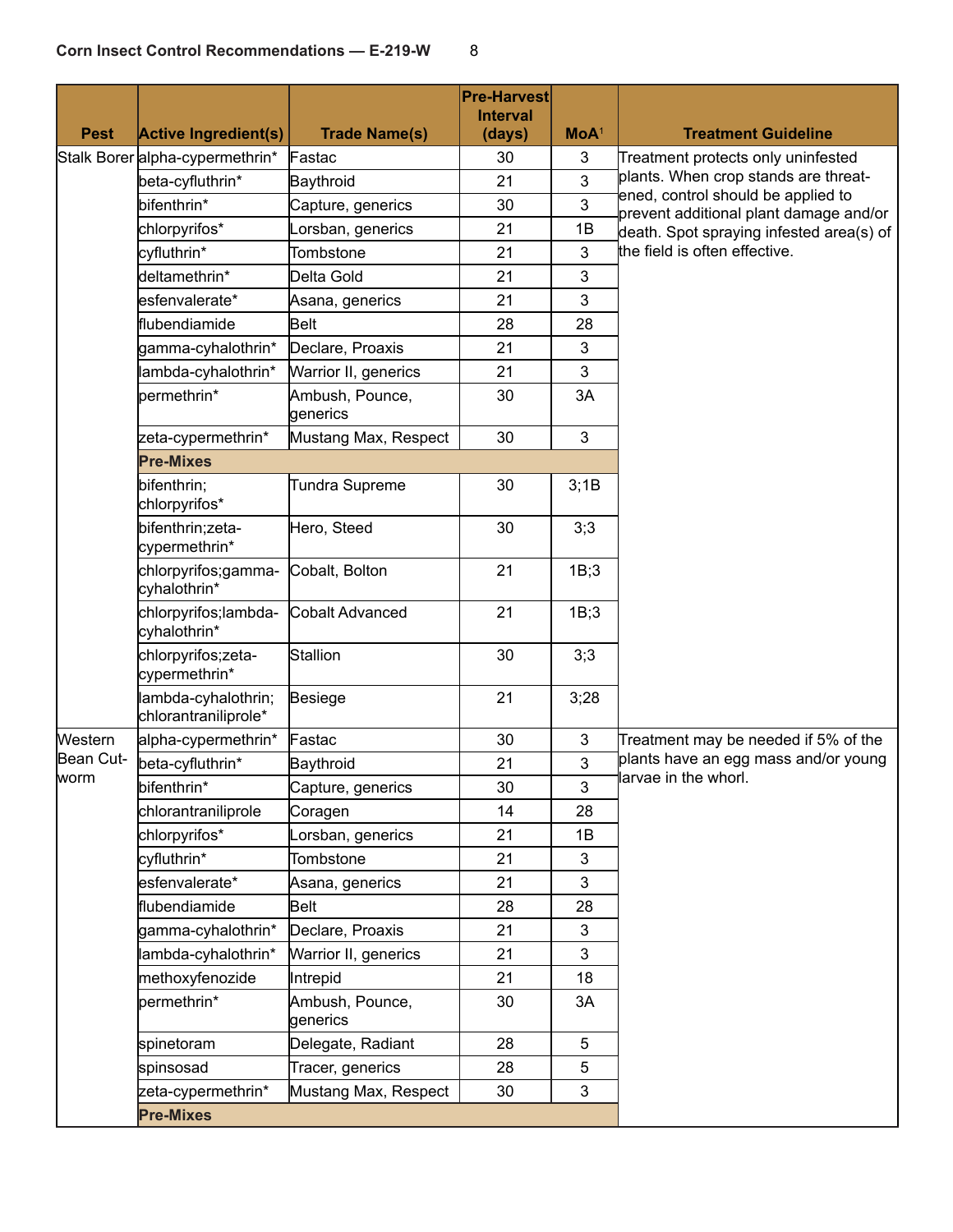| Pest | Active Ingredient(s) | Trade Name(s) | Pre-Harvest Interval (days) | MoA[1] | Treatment Guideline |
|---|---|---|---|---|---|
| Stalk Borer | alpha-cypermethrin* | Fastac | 30 | 3 | Treatment protects only uninfested plants. When crop stands are threatened, control should be applied to prevent additional plant damage and/or death. Spot spraying infested area(s) of the field is often effective. |
| | beta-cyfluthrin* | Baythroid | 21 | 3 | |
| | bifenthrin* | Capture, generics | 30 | 3 | |
| | chlorpyrifos* | Lorsban, generics | 21 | 1B | |
| | cyfluthrin* | Tombstone | 21 | 3 | |
| | deltamethrin* | Delta Gold | 21 | 3 | |
| | esfenvalerate* | Asana, generics | 21 | 3 | |
| | flubendiamide | Belt | 28 | 28 | |
| | gamma-cyhalothrin* | Declare, Proaxis | 21 | 3 | |
| | lambda-cyhalothrin* | Warrior II, generics | 21 | 3 | |
| | permethrin* | Ambush, Pounce, generics | 30 | 3A | |
| | zeta-cypermethrin* | Mustang Max, Respect | 30 | 3 | |
| | **Pre-Mixes** | | | | |
| | bifenthrin; chlorpyrifos* | Tundra Supreme | 30 | 3;1B | |
| | bifenthrin;zeta-cypermethrin* | Hero, Steed | 30 | 3;3 | |
| | chlorpyrifos;gamma-cyhalothrin* | Cobalt, Bolton | 21 | 1B;3 | |
| | chlorpyrifos;lambda-cyhalothrin* | Cobalt Advanced | 21 | 1B;3 | |
| | chlorpyrifos;zeta-cypermethrin* | Stallion | 30 | 3;3 | |
| | lambda-cyhalothrin; chlorantraniliprole* | Besiege | 21 | 3;28 | |
| Western Bean Cutworm | alpha-cypermethrin* | Fastac | 30 | 3 | Treatment may be needed if 5% of the plants have an egg mass and/or young larvae in the whorl. |
| | beta-cyfluthrin* | Baythroid | 21 | 3 | |
| | bifenthrin* | Capture, generics | 30 | 3 | |
| | chlorantraniliprole | Coragen | 14 | 28 | |
| | chlorpyrifos* | Lorsban, generics | 21 | 1B | |
| | cyfluthrin* | Tombstone | 21 | 3 | |
| | esfenvalerate* | Asana, generics | 21 | 3 | |
| | flubendiamide | Belt | 28 | 28 | |
| | gamma-cyhalothrin* | Declare, Proaxis | 21 | 3 | |
| | lambda-cyhalothrin* | Warrior II, generics | 21 | 3 | |
| | methoxyfenozide | Intrepid | 21 | 18 | |
| | permethrin* | Ambush, Pounce, generics | 30 | 3A | |
| | spinetoram | Delegate, Radiant | 28 | 5 | |
| | spinsosad | Tracer, generics | 28 | 5 | |
| | zeta-cypermethrin* | Mustang Max, Respect | 30 | 3 | |
| | **Pre-Mixes** | | | | |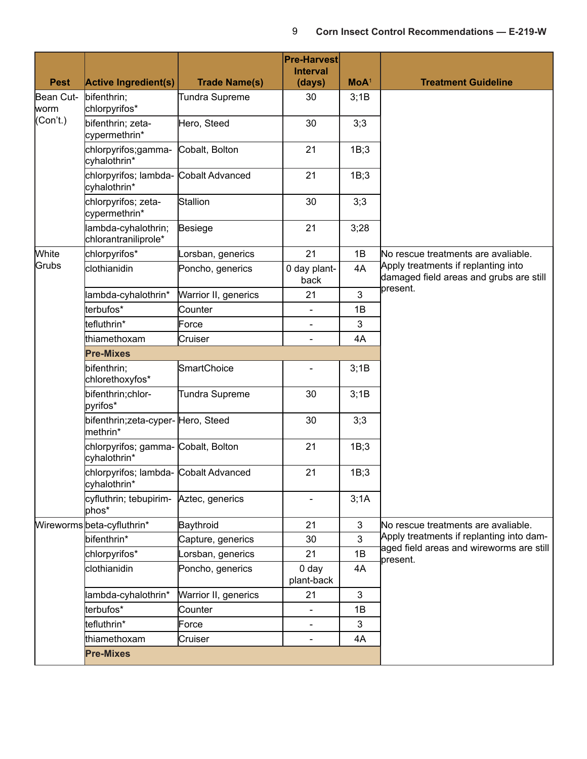| Pest | Active Ingredient(s) | Trade Name(s) | Pre-Harvest Interval (days) | MoA[1] | Treatment Guideline |
|---|---|---|---|---|---|
| Bean Cutworm (Con't.) | bifenthrin; chlorpyrifos* | Tundra Supreme | 30 | 3;1B | |
| | bifenthrin; zeta-cypermethrin* | Hero, Steed | 30 | 3;3 | |
| | chlorpyrifos;gamma-cyhalothrin* | Cobalt, Bolton | 21 | 1B;3 | |
| | chlorpyrifos; lambda-cyhalothrin* | Cobalt Advanced | 21 | 1B;3 | |
| | chlorpyrifos; zeta-cypermethrin* | Stallion | 30 | 3;3 | |
| | lambda-cyhalothrin; chlorantraniliprole* | Besiege | 21 | 3;28 | |
| White Grubs | chlorpyrifos* | Lorsban, generics | 21 | 1B | No rescue treatments are avaliable. Apply treatments if replanting into damaged field areas and grubs are still present. |
| | clothianidin | Poncho, generics | 0 day plant-back | 4A | |
| | lambda-cyhalothrin* | Warrior II, generics | 21 | 3 | |
| | terbufos* | Counter | - | 1B | |
| | tefluthrin* | Force | - | 3 | |
| | thiamethoxam | Cruiser | - | 4A | |
| | **Pre-Mixes** | | | | |
| | bifenthrin; chlorethoxyfos* | SmartChoice | - | 3;1B | |
| | bifenthrin;chlorpyrifos* | Tundra Supreme | 30 | 3;1B | |
| | bifenthrin;zeta-cypermethrin* | Hero, Steed | 30 | 3;3 | |
| | chlorpyrifos; gamma-cyhalothrin* | Cobalt, Bolton | 21 | 1B;3 | |
| | chlorpyrifos; lambda-cyhalothrin* | Cobalt Advanced | 21 | 1B;3 | |
| | cyfluthrin; tebupirimphos* | Aztec, generics | - | 3;1A | |
| Wireworms | beta-cyfluthrin* | Baythroid | 21 | 3 | No rescue treatments are avaliable. Apply treatments if replanting into damaged field areas and wireworms are still present. |
| | bifenthrin* | Capture, generics | 30 | 3 | |
| | chlorpyrifos* | Lorsban, generics | 21 | 1B | |
| | clothianidin | Poncho, generics | 0 day plant-back | 4A | |
| | lambda-cyhalothrin* | Warrior II, generics | 21 | 3 | |
| | terbufos* | Counter | - | 1B | |
| | tefluthrin* | Force | - | 3 | |
| | thiamethoxam | Cruiser | - | 4A | |
| | **Pre-Mixes** | | | | |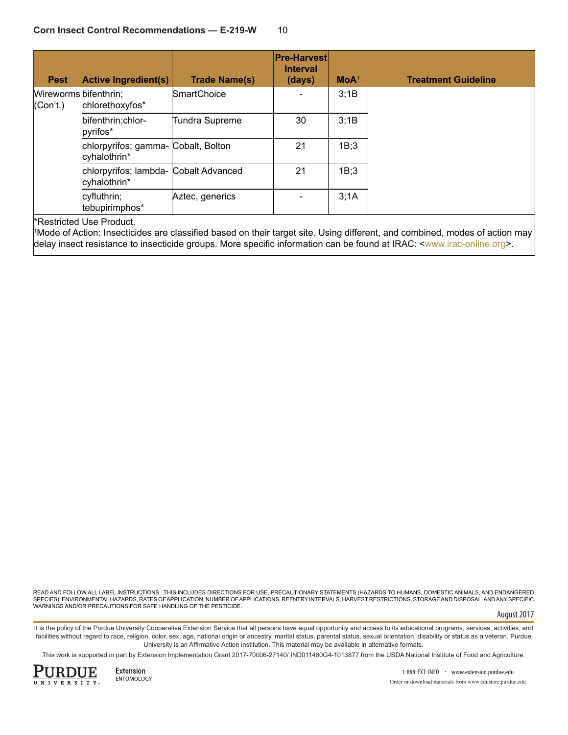| Pest | Active Ingredient(s) | Trade Name(s) | Pre-Harvest Interval (days) | MoA[1] | Treatment Guideline |
|---|---|---|---|---|---|
| Wireworms (Con't.) | bifenthrin; chlorethoxyfos* | SmartChoice | - | 3;1B | |
| | bifenthrin;chlor-pyrifos* | Tundra Supreme | 30 | 3;1B | |
| | chlorpyrifos; gamma-cyhalothrin* | Cobalt, Bolton | 21 | 1B;3 | |
| | chlorpyrifos; lambda-cyhalothrin* | Cobalt Advanced | 21 | 1B;3 | |
| | cyfluthrin; tebupirimphos* | Aztec, generics | - | 3;1A | |

*Restricted Use Product.

[1]Mode of Action: Insecticides are classified based on their target site. Using different, and combined, modes of action may delay insect resistance to insecticide groups. More specific information can be found at IRAC: <www.irac-online.org>.

READ AND FOLLOW ALL LABEL INSTRUCTIONS. THIS INCLUDES DIRECTIONS FOR USE, PRECAUTIONARY STATEMENTS (HAZARDS TO HUMANS, DOMESTIC ANIMALS, AND ENDANGERED SPECIES), ENVIRONMENTAL HAZARDS, RATES OF APPLICATION, NUMBER OF APPLICATIONS, REENTRY INTERVALS, HARVEST RESTRICTIONS, STORAGE AND DISPOSAL, AND ANY SPECIFIC WARNINGS AND/OR PRECAUTIONS FOR SAFE HANDLING OF THE PESTICIDE.

August 2017

It is the policy of the Purdue University Cooperative Extension Service that all persons have equal opportunity and access to its educational programs, services, activities, and facilities without regard to race, religion, color, sex, age, national origin or ancestry, marital status, parental status, sexual orientation, disability or status as a veteran. Purdue University is an Affirmative Action institution. This material may be available in alternative formats.

This work is supported in part by Extension Implementation Grant 2017-70006-27140/ IND011460G4-1013877 from the USDA National Institute of Food and Agriculture.

PURDUE UNIVERSITY. Extension ENTOMOLOGY

1-888-EXT-INFO · www.extension.purdue.edu

Order or download materials from www.edustore.purdue.edu